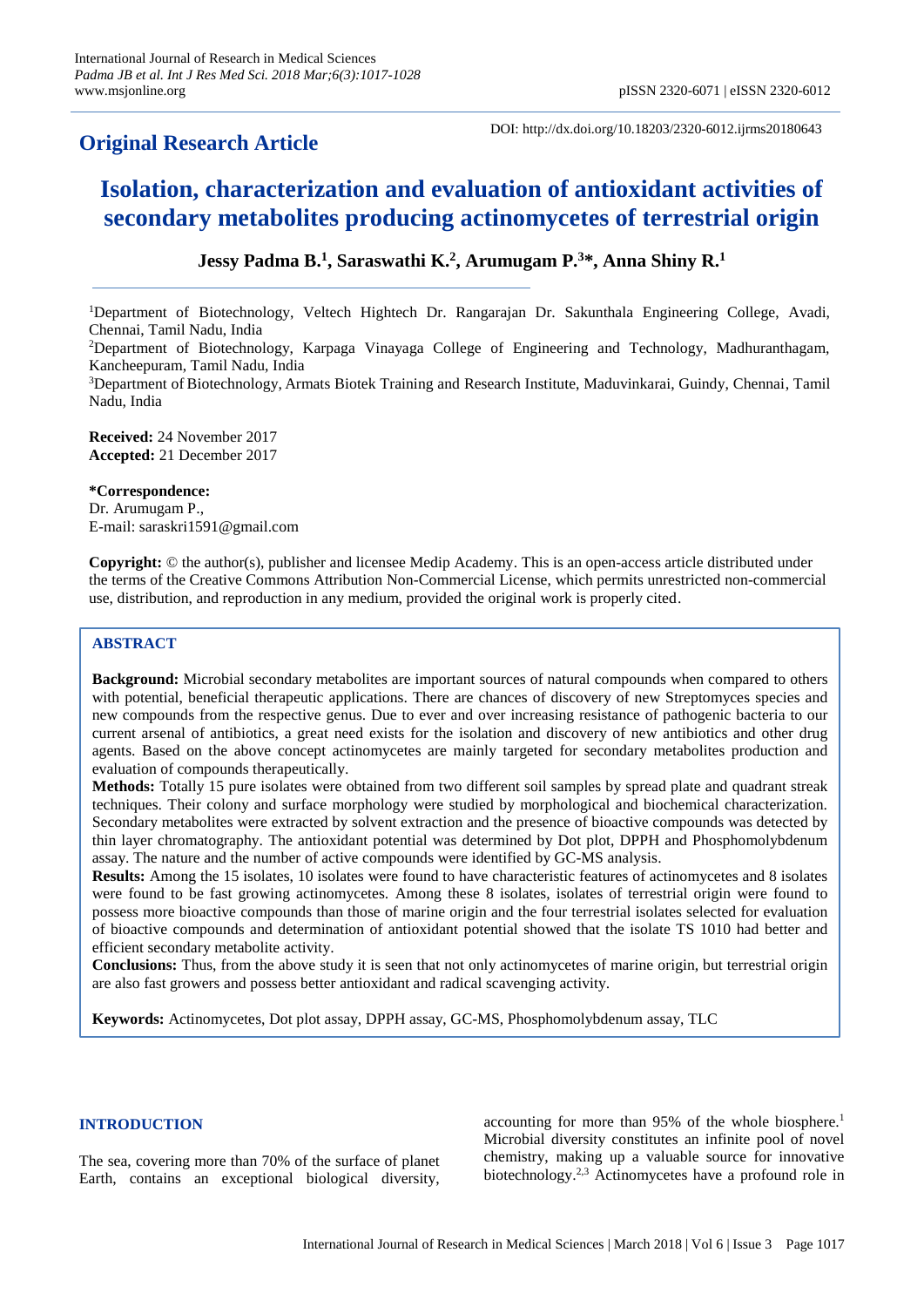DOI: http://dx.doi.org/10.18203/2320-6012.ijrms20180643

**Original Research Article**

# Isolation, characterization and evaluation of antioxidant activities of secondary metabolites producing actinomycetes of terrestrial origin

**Jessy Padma B.[1], Saraswathi K.[2], Arumugam P.[3]*, Anna Shiny R.[1]**

[1]Department of Biotechnology, Veltech Hightech Dr. Rangarajan Dr. Sakunthala Engineering College, Avadi, Chennai, Tamil Nadu, India

[2]Department of Biotechnology, Karpaga Vinayaga College of Engineering and Technology, Madhuranthagam, Kancheepuram, Tamil Nadu, India

[3]Department of Biotechnology, Armats Biotek Training and Research Institute, Maduvinkarai, Guindy, Chennai, Tamil Nadu, India

**Received:** 24 November 2017
**Accepted:** 21 December 2017

***Correspondence:**
Dr. Arumugam P.,
E-mail: saraskri1591@gmail.com

**Copyright:** © the author(s), publisher and licensee Medip Academy. This is an open-access article distributed under the terms of the Creative Commons Attribution Non-Commercial License, which permits unrestricted non-commercial use, distribution, and reproduction in any medium, provided the original work is properly cited.

## ABSTRACT

**Background:** Microbial secondary metabolites are important sources of natural compounds when compared to others with potential, beneficial therapeutic applications. There are chances of discovery of new Streptomyces species and new compounds from the respective genus. Due to ever and over increasing resistance of pathogenic bacteria to our current arsenal of antibiotics, a great need exists for the isolation and discovery of new antibiotics and other drug agents. Based on the above concept actinomycetes are mainly targeted for secondary metabolites production and evaluation of compounds therapeutically.

**Methods:** Totally 15 pure isolates were obtained from two different soil samples by spread plate and quadrant streak techniques. Their colony and surface morphology were studied by morphological and biochemical characterization. Secondary metabolites were extracted by solvent extraction and the presence of bioactive compounds was detected by thin layer chromatography. The antioxidant potential was determined by Dot plot, DPPH and Phosphomolybdenum assay. The nature and the number of active compounds were identified by GC-MS analysis.

**Results:** Among the 15 isolates, 10 isolates were found to have characteristic features of actinomycetes and 8 isolates were found to be fast growing actinomycetes. Among these 8 isolates, isolates of terrestrial origin were found to possess more bioactive compounds than those of marine origin and the four terrestrial isolates selected for evaluation of bioactive compounds and determination of antioxidant potential showed that the isolate TS 1010 had better and efficient secondary metabolite activity.

**Conclusions:** Thus, from the above study it is seen that not only actinomycetes of marine origin, but terrestrial origin are also fast growers and possess better antioxidant and radical scavenging activity.

**Keywords:** Actinomycetes, Dot plot assay, DPPH assay, GC-MS, Phosphomolybdenum assay, TLC

## INTRODUCTION

The sea, covering more than 70% of the surface of planet Earth, contains an exceptional biological diversity, accounting for more than 95% of the whole biosphere.[1] Microbial diversity constitutes an infinite pool of novel chemistry, making up a valuable source for innovative biotechnology.[2,3] Actinomycetes have a profound role in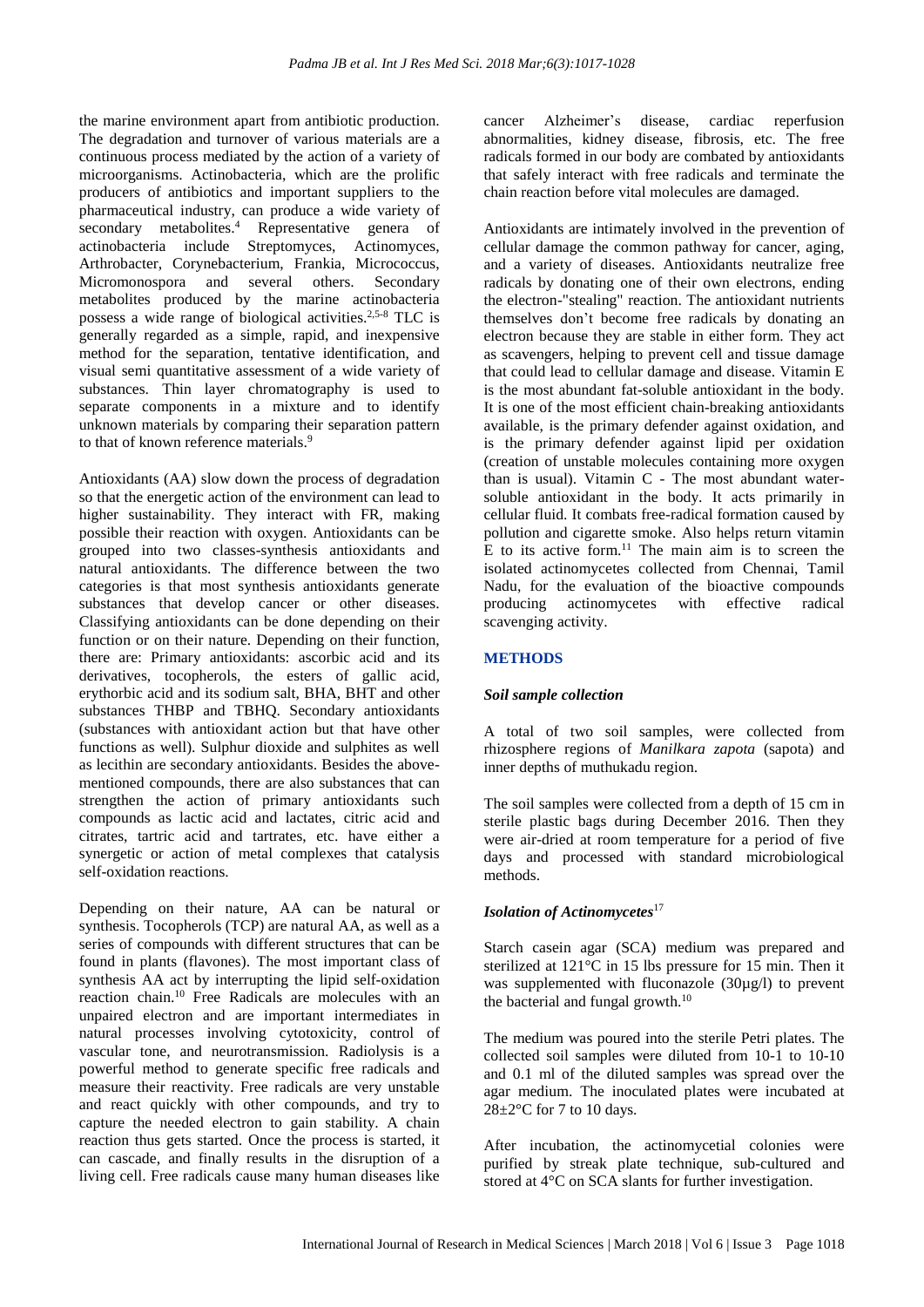the marine environment apart from antibiotic production. The degradation and turnover of various materials are a continuous process mediated by the action of a variety of microorganisms. Actinobacteria, which are the prolific producers of antibiotics and important suppliers to the pharmaceutical industry, can produce a wide variety of secondary metabolites.[4] Representative genera of actinobacteria include Streptomyces, Actinomyces, Arthrobacter, Corynebacterium, Frankia, Micrococcus, Micromonospora and several others. Secondary metabolites produced by the marine actinobacteria possess a wide range of biological activities.[2,5-8] TLC is generally regarded as a simple, rapid, and inexpensive method for the separation, tentative identification, and visual semi quantitative assessment of a wide variety of substances. Thin layer chromatography is used to separate components in a mixture and to identify unknown materials by comparing their separation pattern to that of known reference materials.[9]

Antioxidants (AA) slow down the process of degradation so that the energetic action of the environment can lead to higher sustainability. They interact with FR, making possible their reaction with oxygen. Antioxidants can be grouped into two classes-synthesis antioxidants and natural antioxidants. The difference between the two categories is that most synthesis antioxidants generate substances that develop cancer or other diseases. Classifying antioxidants can be done depending on their function or on their nature. Depending on their function, there are: Primary antioxidants: ascorbic acid and its derivatives, tocopherols, the esters of gallic acid, erythorbic acid and its sodium salt, BHA, BHT and other substances THBP and TBHQ. Secondary antioxidants (substances with antioxidant action but that have other functions as well). Sulphur dioxide and sulphites as well as lecithin are secondary antioxidants. Besides the above-mentioned compounds, there are also substances that can strengthen the action of primary antioxidants such compounds as lactic acid and lactates, citric acid and citrates, tartric acid and tartrates, etc. have either a synergetic or action of metal complexes that catalysis self-oxidation reactions.

Depending on their nature, AA can be natural or synthesis. Tocopherols (TCP) are natural AA, as well as a series of compounds with different structures that can be found in plants (flavones). The most important class of synthesis AA act by interrupting the lipid self-oxidation reaction chain.[10] Free Radicals are molecules with an unpaired electron and are important intermediates in natural processes involving cytotoxicity, control of vascular tone, and neurotransmission. Radiolysis is a powerful method to generate specific free radicals and measure their reactivity. Free radicals are very unstable and react quickly with other compounds, and try to capture the needed electron to gain stability. A chain reaction thus gets started. Once the process is started, it can cascade, and finally results in the disruption of a living cell. Free radicals cause many human diseases like cancer Alzheimer's disease, cardiac reperfusion abnormalities, kidney disease, fibrosis, etc. The free radicals formed in our body are combated by antioxidants that safely interact with free radicals and terminate the chain reaction before vital molecules are damaged.

Antioxidants are intimately involved in the prevention of cellular damage the common pathway for cancer, aging, and a variety of diseases. Antioxidants neutralize free radicals by donating one of their own electrons, ending the electron-"stealing" reaction. The antioxidant nutrients themselves don't become free radicals by donating an electron because they are stable in either form. They act as scavengers, helping to prevent cell and tissue damage that could lead to cellular damage and disease. Vitamin E is the most abundant fat-soluble antioxidant in the body. It is one of the most efficient chain-breaking antioxidants available, is the primary defender against oxidation, and is the primary defender against lipid per oxidation (creation of unstable molecules containing more oxygen than is usual). Vitamin C - The most abundant water-soluble antioxidant in the body. It acts primarily in cellular fluid. It combats free-radical formation caused by pollution and cigarette smoke. Also helps return vitamin E to its active form.[11] The main aim is to screen the isolated actinomycetes collected from Chennai, Tamil Nadu, for the evaluation of the bioactive compounds producing actinomycetes with effective radical scavenging activity.

## METHODS

### *Soil sample collection*

A total of two soil samples, were collected from rhizosphere regions of *Manilkara zapota* (sapota) and inner depths of muthukadu region.

The soil samples were collected from a depth of 15 cm in sterile plastic bags during December 2016. Then they were air-dried at room temperature for a period of five days and processed with standard microbiological methods.

### *Isolation of Actinomycetes*[17]

Starch casein agar (SCA) medium was prepared and sterilized at 121°C in 15 lbs pressure for 15 min. Then it was supplemented with fluconazole (30µg/l) to prevent the bacterial and fungal growth.[10]

The medium was poured into the sterile Petri plates. The collected soil samples were diluted from 10-1 to 10-10 and 0.1 ml of the diluted samples was spread over the agar medium. The inoculated plates were incubated at 28±2°C for 7 to 10 days.

After incubation, the actinomycetial colonies were purified by streak plate technique, sub-cultured and stored at 4°C on SCA slants for further investigation.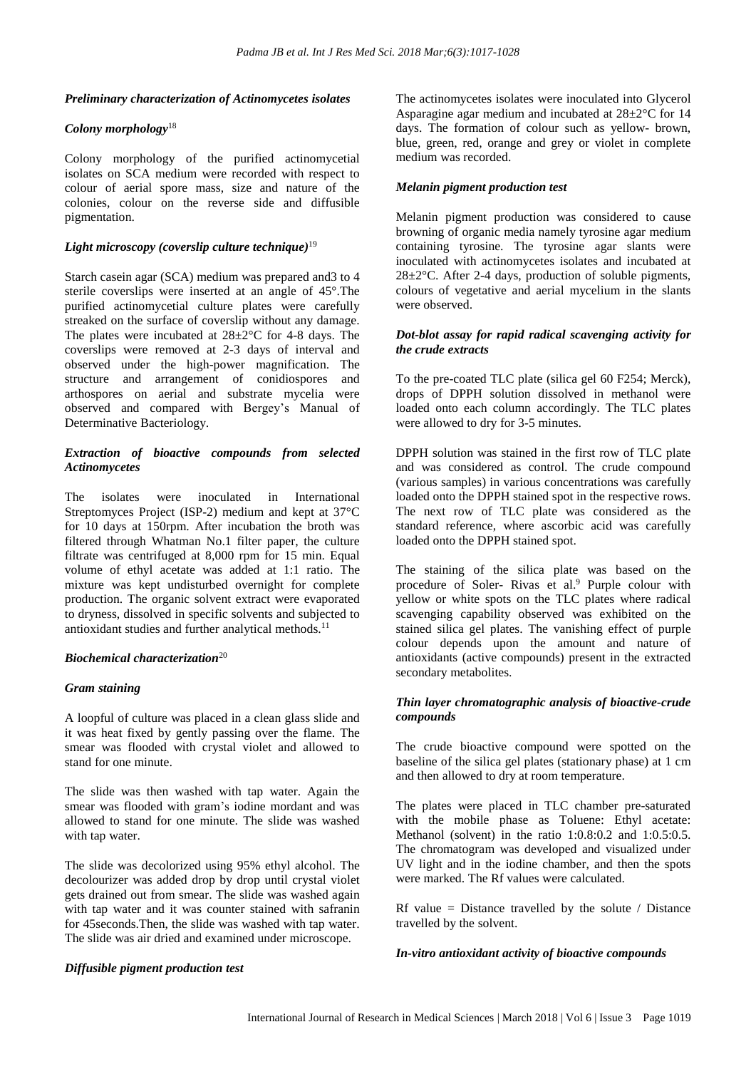### *Preliminary characterization of Actinomycetes isolates*

#### *Colony morphology*[18]

Colony morphology of the purified actinomycetial isolates on SCA medium were recorded with respect to colour of aerial spore mass, size and nature of the colonies, colour on the reverse side and diffusible pigmentation.

#### *Light microscopy (coverslip culture technique)*[19]

Starch casein agar (SCA) medium was prepared and3 to 4 sterile coverslips were inserted at an angle of 45°.The purified actinomycetial culture plates were carefully streaked on the surface of coverslip without any damage. The plates were incubated at 28±2°C for 4-8 days. The coverslips were removed at 2-3 days of interval and observed under the high-power magnification. The structure and arrangement of conidiospores and arthospores on aerial and substrate mycelia were observed and compared with Bergey's Manual of Determinative Bacteriology.

### *Extraction of bioactive compounds from selected Actinomycetes*

The isolates were inoculated in International Streptomyces Project (ISP-2) medium and kept at 37°C for 10 days at 150rpm. After incubation the broth was filtered through Whatman No.1 filter paper, the culture filtrate was centrifuged at 8,000 rpm for 15 min. Equal volume of ethyl acetate was added at 1:1 ratio. The mixture was kept undisturbed overnight for complete production. The organic solvent extract were evaporated to dryness, dissolved in specific solvents and subjected to antioxidant studies and further analytical methods.[11]

### *Biochemical characterization*[20]

#### *Gram staining*

A loopful of culture was placed in a clean glass slide and it was heat fixed by gently passing over the flame. The smear was flooded with crystal violet and allowed to stand for one minute.

The slide was then washed with tap water. Again the smear was flooded with gram's iodine mordant and was allowed to stand for one minute. The slide was washed with tap water.

The slide was decolorized using 95% ethyl alcohol. The decolourizer was added drop by drop until crystal violet gets drained out from smear. The slide was washed again with tap water and it was counter stained with safranin for 45seconds.Then, the slide was washed with tap water. The slide was air dried and examined under microscope.

#### *Diffusible pigment production test*

The actinomycetes isolates were inoculated into Glycerol Asparagine agar medium and incubated at 28±2°C for 14 days. The formation of colour such as yellow- brown, blue, green, red, orange and grey or violet in complete medium was recorded.

#### *Melanin pigment production test*

Melanin pigment production was considered to cause browning of organic media namely tyrosine agar medium containing tyrosine. The tyrosine agar slants were inoculated with actinomycetes isolates and incubated at 28±2°C. After 2-4 days, production of soluble pigments, colours of vegetative and aerial mycelium in the slants were observed.

### *Dot-blot assay for rapid radical scavenging activity for the crude extracts*

To the pre-coated TLC plate (silica gel 60 F254; Merck), drops of DPPH solution dissolved in methanol were loaded onto each column accordingly. The TLC plates were allowed to dry for 3-5 minutes.

DPPH solution was stained in the first row of TLC plate and was considered as control. The crude compound (various samples) in various concentrations was carefully loaded onto the DPPH stained spot in the respective rows. The next row of TLC plate was considered as the standard reference, where ascorbic acid was carefully loaded onto the DPPH stained spot.

The staining of the silica plate was based on the procedure of Soler- Rivas et al.[9] Purple colour with yellow or white spots on the TLC plates where radical scavenging capability observed was exhibited on the stained silica gel plates. The vanishing effect of purple colour depends upon the amount and nature of antioxidants (active compounds) present in the extracted secondary metabolites.

### *Thin layer chromatographic analysis of bioactive-crude compounds*

The crude bioactive compound were spotted on the baseline of the silica gel plates (stationary phase) at 1 cm and then allowed to dry at room temperature.

The plates were placed in TLC chamber pre-saturated with the mobile phase as Toluene: Ethyl acetate: Methanol (solvent) in the ratio 1:0.8:0.2 and 1:0.5:0.5. The chromatogram was developed and visualized under UV light and in the iodine chamber, and then the spots were marked. The Rf values were calculated.

Rf value = Distance travelled by the solute / Distance travelled by the solvent.

### *In-vitro antioxidant activity of bioactive compounds*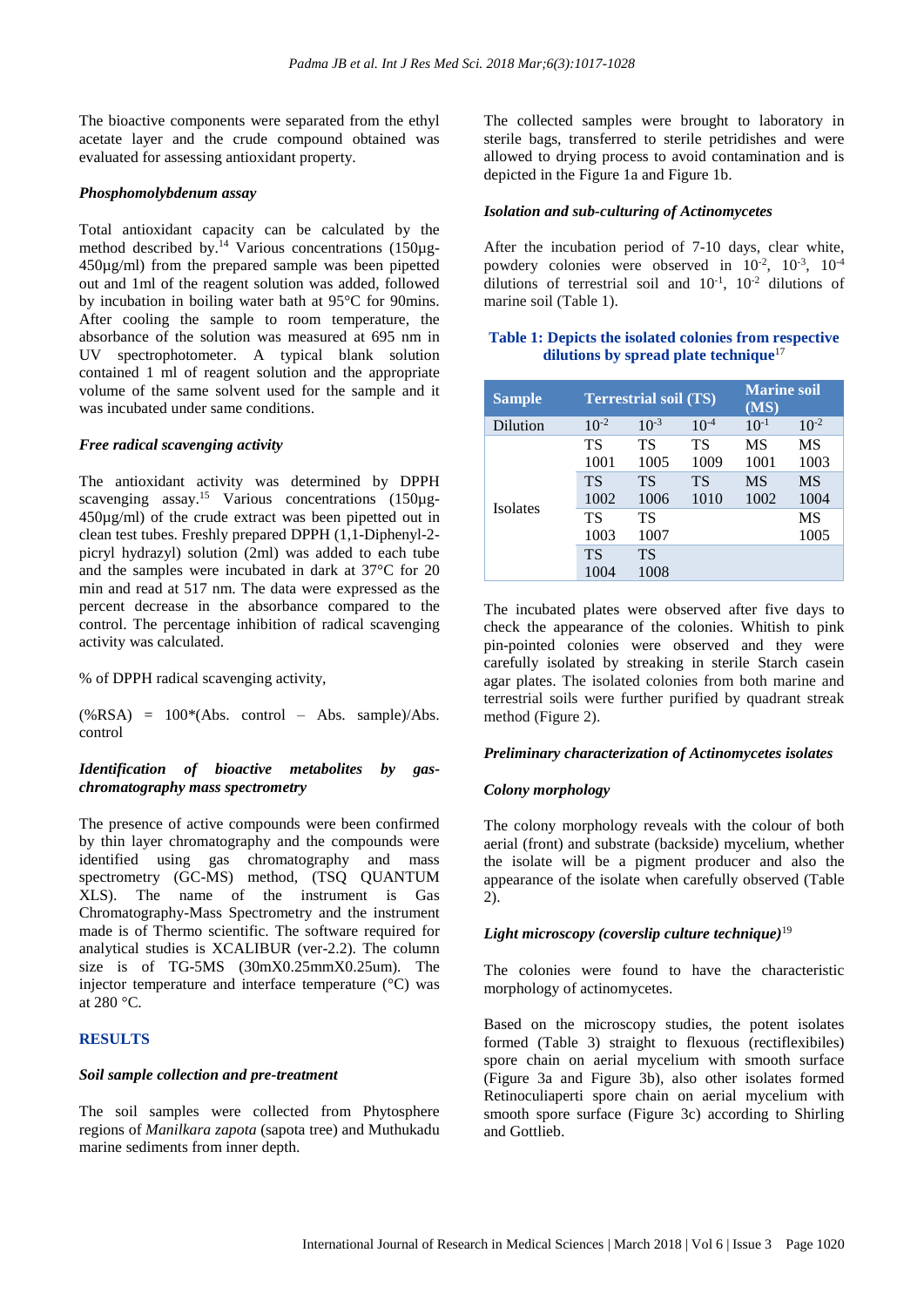The bioactive components were separated from the ethyl acetate layer and the crude compound obtained was evaluated for assessing antioxidant property.

### *Phosphomolybdenum assay*

Total antioxidant capacity can be calculated by the method described by.[14] Various concentrations (150µg-450µg/ml) from the prepared sample was been pipetted out and 1ml of the reagent solution was added, followed by incubation in boiling water bath at 95°C for 90mins. After cooling the sample to room temperature, the absorbance of the solution was measured at 695 nm in UV spectrophotometer. A typical blank solution contained 1 ml of reagent solution and the appropriate volume of the same solvent used for the sample and it was incubated under same conditions.

### *Free radical scavenging activity*

The antioxidant activity was determined by DPPH scavenging assay.[15] Various concentrations (150µg-450µg/ml) of the crude extract was been pipetted out in clean test tubes. Freshly prepared DPPH (1,1-Diphenyl-2-picryl hydrazyl) solution (2ml) was added to each tube and the samples were incubated in dark at 37°C for 20 min and read at 517 nm. The data were expressed as the percent decrease in the absorbance compared to the control. The percentage inhibition of radical scavenging activity was calculated.

% of DPPH radical scavenging activity,

(%RSA) = 100*(Abs. control – Abs. sample)/Abs. control

### *Identification of bioactive metabolites by gas-chromatography mass spectrometry*

The presence of active compounds were been confirmed by thin layer chromatography and the compounds were identified using gas chromatography and mass spectrometry (GC-MS) method, (TSQ QUANTUM XLS). The name of the instrument is Gas Chromatography-Mass Spectrometry and the instrument made is of Thermo scientific. The software required for analytical studies is XCALIBUR (ver-2.2). The column size is of TG-5MS (30mX0.25mmX0.25um). The injector temperature and interface temperature (°C) was at 280 °C.

## RESULTS

### *Soil sample collection and pre-treatment*

The soil samples were collected from Phytosphere regions of *Manilkara zapota* (sapota tree) and Muthukadu marine sediments from inner depth.

The collected samples were brought to laboratory in sterile bags, transferred to sterile petridishes and were allowed to drying process to avoid contamination and is depicted in the Figure 1a and Figure 1b.

### *Isolation and sub-culturing of Actinomyces*

After the incubation period of 7-10 days, clear white, powdery colonies were observed in $10^{-2}$, $10^{-3}$, $10^{-4}$ dilutions of terrestrial soil and $10^{-1}$, $10^{-2}$ dilutions of marine soil (Table 1).

**Table 1: Depicts the isolated colonies from respective dilutions by spread plate technique[17]**

| Sample | Terrestrial soil (TS) | | | Marine soil (MS) | |
|---|---|---|---|---|---|
| Dilution | $10^{-2}$ | $10^{-3}$ | $10^{-4}$ | $10^{-1}$ | $10^{-2}$ |
| Isolates | TS 1001 | TS 1005 | TS 1009 | MS 1001 | MS 1003 |
| | TS 1002 | TS 1006 | TS 1010 | MS 1002 | MS 1004 |
| | TS 1003 | TS 1007 | | | MS 1005 |
| | TS 1004 | TS 1008 | | | |

The incubated plates were observed after five days to check the appearance of the colonies. Whitish to pink pin-pointed colonies were observed and they were carefully isolated by streaking in sterile Starch casein agar plates. The isolated colonies from both marine and terrestrial soils were further purified by quadrant streak method (Figure 2).

### *Preliminary characterization of Actinomycetes isolates*

### *Colony morphology*

The colony morphology reveals with the colour of both aerial (front) and substrate (backside) mycelium, whether the isolate will be a pigment producer and also the appearance of the isolate when carefully observed (Table 2).

### *Light microscopy (coverslip culture technique)*[19]

The colonies were found to have the characteristic morphology of actinomycetes.

Based on the microscopy studies, the potent isolates formed (Table 3) straight to flexuous (rectiflexibiles) spore chain on aerial mycelium with smooth surface (Figure 3a and Figure 3b), also other isolates formed Retinoculiaperti spore chain on aerial mycelium with smooth spore surface (Figure 3c) according to Shirling and Gottlieb.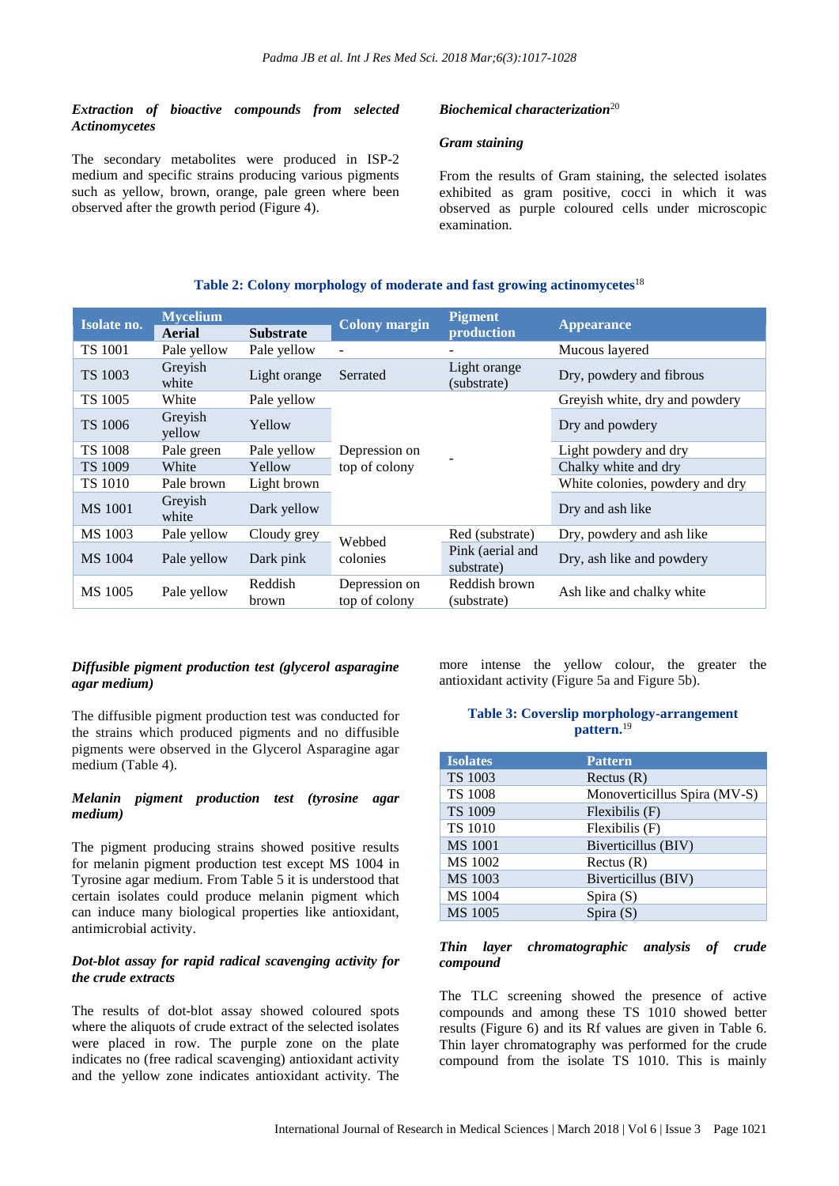***Extraction of bioactive compounds from selected Actinomycetes***

The secondary metabolites were produced in ISP-2 medium and specific strains producing various pigments such as yellow, brown, orange, pale green where been observed after the growth period (Figure 4).

***Biochemical characterization***[20]

***Gram staining***

From the results of Gram staining, the selected isolates exhibited as gram positive, cocci in which it was observed as purple coloured cells under microscopic examination.

**Table 2: Colony morphology of moderate and fast growing actinomycetes**[18]

| Isolate no. | Mycelium | | Colony margin | Pigment production | Appearance |
|---|---|---|---|---|---|
| | Aerial | Substrate | | | |
| TS 1001 | Pale yellow | Pale yellow | - | - | Mucous layered |
| TS 1003 | Greyish white | Light orange | Serrated | Light orange (substrate) | Dry, powdery and fibrous |
| TS 1005 | White | Pale yellow | Depression on top of colony | - | Greyish white, dry and powdery |
| TS 1006 | Greyish yellow | Yellow | | | Dry and powdery |
| TS 1008 | Pale green | Pale yellow | | | Light powdery and dry |
| TS 1009 | White | Yellow | | | Chalky white and dry |
| TS 1010 | Pale brown | Light brown | | | White colonies, powdery and dry |
| MS 1001 | Greyish white | Dark yellow | | | Dry and ash like |
| MS 1003 | Pale yellow | Cloudy grey | Webbed colonies | Red (substrate) | Dry, powdery and ash like |
| MS 1004 | Pale yellow | Dark pink | | Pink (aerial and substrate) | Dry, ash like and powdery |
| MS 1005 | Pale yellow | Reddish brown | Depression on top of colony | Reddish brown (substrate) | Ash like and chalky white |

***Diffusible pigment production test (glycerol asparagine agar medium)***

The diffusible pigment production test was conducted for the strains which produced pigments and no diffusible pigments were observed in the Glycerol Asparagine agar medium (Table 4).

***Melanin pigment production test (tyrosine agar medium)***

The pigment producing strains showed positive results for melanin pigment production test except MS 1004 in Tyrosine agar medium. From Table 5 it is understood that certain isolates could produce melanin pigment which can induce many biological properties like antioxidant, antimicrobial activity.

***Dot-blot assay for rapid radical scavenging activity for the crude extracts***

The results of dot-blot assay showed coloured spots where the aliquots of crude extract of the selected isolates were placed in row. The purple zone on the plate indicates no (free radical scavenging) antioxidant activity and the yellow zone indicates antioxidant activity. The more intense the yellow colour, the greater the antioxidant activity (Figure 5a and Figure 5b).

**Table 3: Coverslip morphology-arrangement pattern.**[19]

| Isolates | Pattern |
|---|---|
| TS 1003 | Rectus (R) |
| TS 1008 | Monoverticillus Spira (MV-S) |
| TS 1009 | Flexibilis (F) |
| TS 1010 | Flexibilis (F) |
| MS 1001 | Biverticillus (BIV) |
| MS 1002 | Rectus (R) |
| MS 1003 | Biverticillus (BIV) |
| MS 1004 | Spira (S) |
| MS 1005 | Spira (S) |

***Thin layer chromatographic analysis of crude compound***

The TLC screening showed the presence of active compounds and among these TS 1010 showed better results (Figure 6) and its Rf values are given in Table 6. Thin layer chromatography was performed for the crude compound from the isolate TS 1010. This is mainly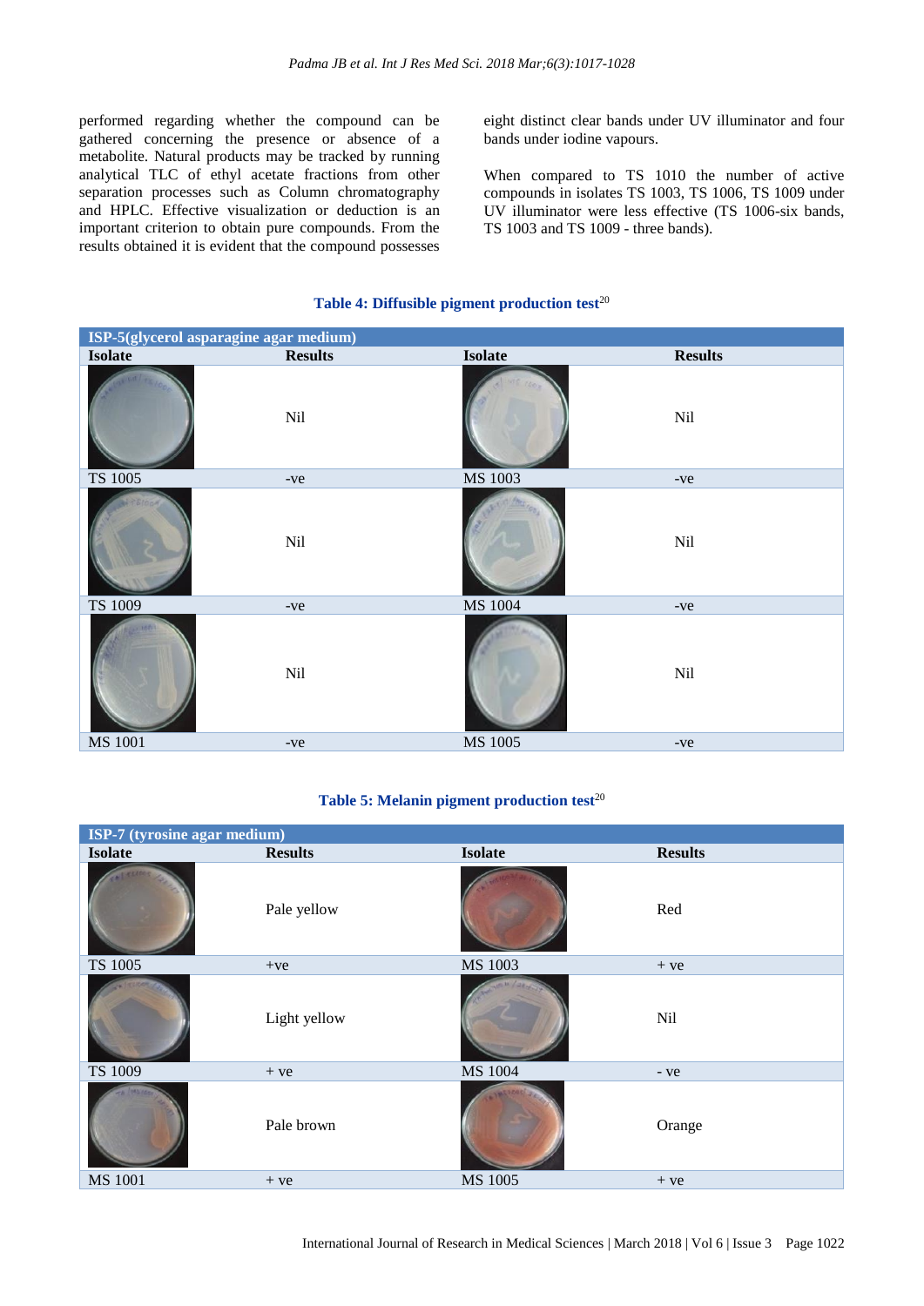performed regarding whether the compound can be gathered concerning the presence or absence of a metabolite. Natural products may be tracked by running analytical TLC of ethyl acetate fractions from other separation processes such as Column chromatography and HPLC. Effective visualization or deduction is an important criterion to obtain pure compounds. From the results obtained it is evident that the compound possesses eight distinct clear bands under UV illuminator and four bands under iodine vapours.

When compared to TS 1010 the number of active compounds in isolates TS 1003, TS 1006, TS 1009 under UV illuminator were less effective (TS 1006-six bands, TS 1003 and TS 1009 - three bands).

**Table 4: Diffusible pigment production test[20]**

| ISP-5(glycerol asparagine agar medium) | | | |
|---|---|---|---|
| **Isolate** | **Results** | **Isolate** | **Results** |
| | Nil | | Nil |
| TS 1005 | -ve | MS 1003 | -ve |
| | Nil | | Nil |
| TS 1009 | -ve | MS 1004 | -ve |
| | Nil | | Nil |
| MS 1001 | -ve | MS 1005 | -ve |

**Table 5: Melanin pigment production test[20]**

| ISP-7 (tyrosine agar medium) | | | |
|---|---|---|---|
| **Isolate** | **Results** | **Isolate** | **Results** |
| | Pale yellow | | Red |
| TS 1005 | +ve | MS 1003 | + ve |
| | Light yellow | | Nil |
| TS 1009 | + ve | MS 1004 | - ve |
| | Pale brown | | Orange |
| MS 1001 | + ve | MS 1005 | + ve |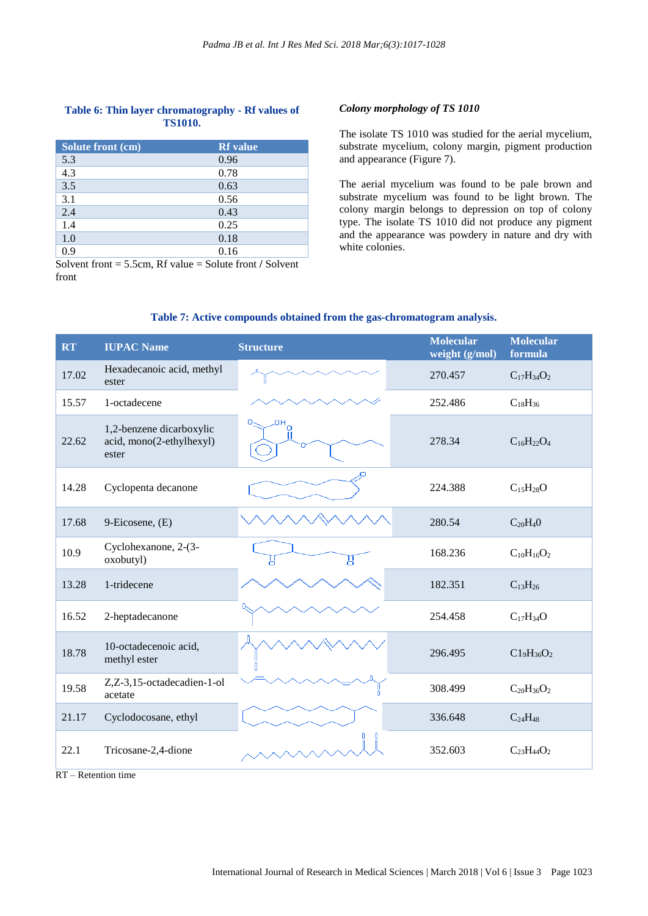**Table 6: Thin layer chromatography - Rf values of TS1010.**

| Solute front (cm) | Rf value |
|---|---|
| 5.3 | 0.96 |
| 4.3 | 0.78 |
| 3.5 | 0.63 |
| 3.1 | 0.56 |
| 2.4 | 0.43 |
| 1.4 | 0.25 |
| 1.0 | 0.18 |
| 0.9 | 0.16 |

Solvent front = 5.5cm, Rf value = Solute front / Solvent front

### *Colony morphology of TS 1010*

The isolate TS 1010 was studied for the aerial mycelium, substrate mycelium, colony margin, pigment production and appearance (Figure 7).

The aerial mycelium was found to be pale brown and substrate mycelium was found to be light brown. The colony margin belongs to depression on top of colony type. The isolate TS 1010 did not produce any pigment and the appearance was powdery in nature and dry with white colonies.

**Table 7: Active compounds obtained from the gas-chromatogram analysis.**

| RT | IUPAC Name | Structure | Molecular weight (g/mol) | Molecular formula |
|---|---|---|---|---|
| 17.02 | Hexadecanoic acid, methyl ester | | 270.457 | $C_{17}H_{34}O_2$ |
| 15.57 | 1-octadecene | | 252.486 | $C_{18}H_{36}$ |
| 22.62 | 1,2-benzene dicarboxylic acid, mono(2-ethylhexyl) ester | | 278.34 | $C_{16}H_{22}O_4$ |
| 14.28 | Cyclopenta decanone | | 224.388 | $C_{15}H_{28}O$ |
| 17.68 | 9-Eicosene, (E) | | 280.54 | $C_{20}H_40$ |
| 10.9 | Cyclohexanone, 2-(3-oxobutyl) | | 168.236 | $C_{10}H_{16}O_2$ |
| 13.28 | 1-tridecene | | 182.351 | $C_{13}H_{26}$ |
| 16.52 | 2-heptadecanone | | 254.458 | $C_{17}H_{34}O$ |
| 18.78 | 10-octadecenoic acid, methyl ester | | 296.495 | $C_{19}H_{36}O_2$ |
| 19.58 | Z,Z-3,15-octadecadien-1-ol acetate | | 308.499 | $C_{20}H_{36}O_2$ |
| 21.17 | Cyclodocosane, ethyl | | 336.648 | $C_{24}H_{48}$ |
| 22.1 | Tricosane-2,4-dione | | 352.603 | $C_{23}H_{44}O_2$ |

RT – Retention time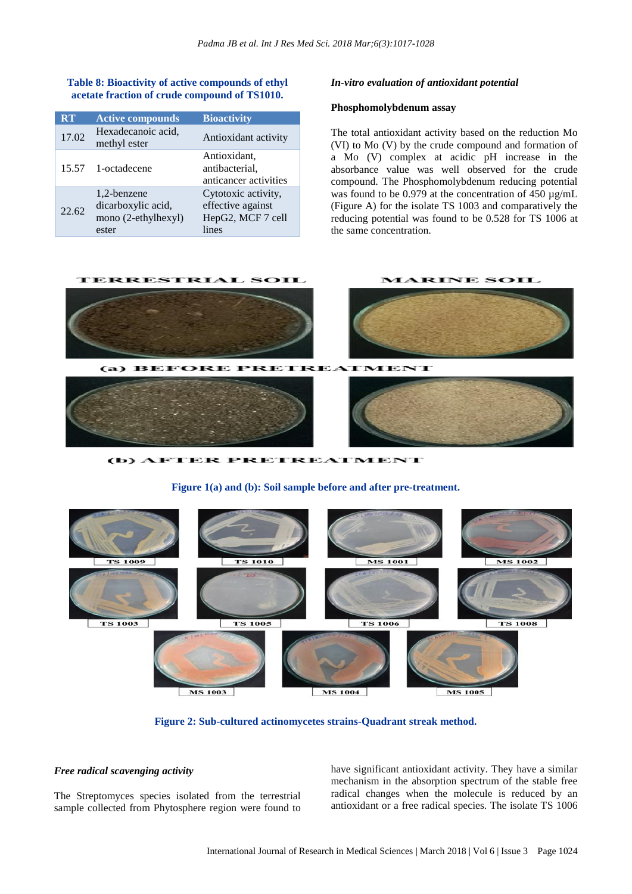**Table 8: Bioactivity of active compounds of ethyl acetate fraction of crude compound of TS1010.**

| RT | Active compounds | Bioactivity |
|---|---|---|
| 17.02 | Hexadecanoic acid, methyl ester | Antioxidant activity |
| 15.57 | 1-octadecene | Antioxidant, antibacterial, anticancer activities |
| 22.62 | 1,2-benzene dicarboxylic acid, mono (2-ethylhexyl) ester | Cytotoxic activity, effective against HepG2, MCF 7 cell lines |

***In-vitro evaluation of antioxidant potential***

**Phosphomolybdenum assay**

The total antioxidant activity based on the reduction Mo (VI) to Mo (V) by the crude compound and formation of a Mo (V) complex at acidic pH increase in the absorbance value was well observed for the crude compound. The Phosphomolybdenum reducing potential was found to be 0.979 at the concentration of 450 µg/mL (Figure A) for the isolate TS 1003 and comparatively the reducing potential was found to be 0.528 for TS 1006 at the same concentration.

**Figure 1(a) and (b): Soil sample before and after pre-treatment.**

**Figure 2: Sub-cultured actinomycetes strains-Quadrant streak method.**

***Free radical scavenging activity***

The Streptomyces species isolated from the terrestrial sample collected from Phytosphere region were found to have significant antioxidant activity. They have a similar mechanism in the absorption spectrum of the stable free radical changes when the molecule is reduced by an antioxidant or a free radical species. The isolate TS 1006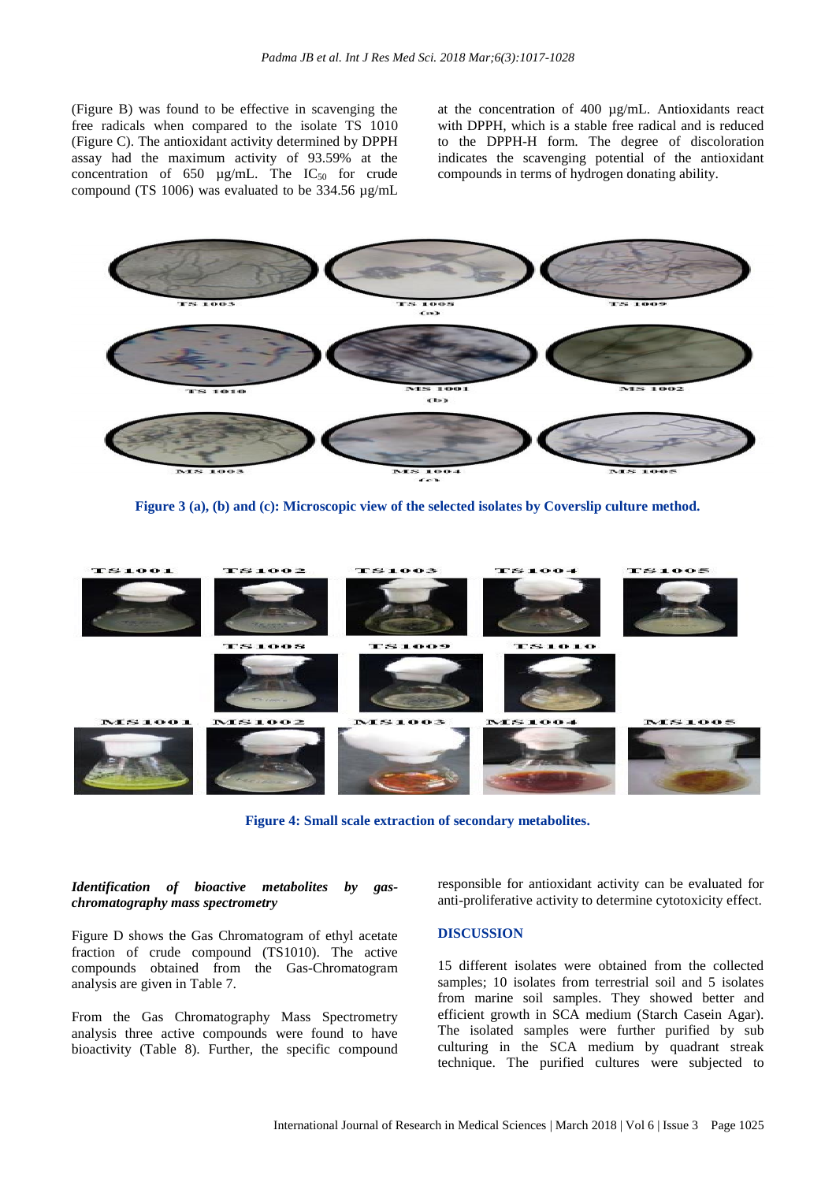(Figure B) was found to be effective in scavenging the free radicals when compared to the isolate TS 1010 (Figure C). The antioxidant activity determined by DPPH assay had the maximum activity of 93.59% at the concentration of 650 µg/mL. The $IC_{50}$ for crude compound (TS 1006) was evaluated to be 334.56 µg/mL at the concentration of 400 µg/mL. Antioxidants react with DPPH, which is a stable free radical and is reduced to the DPPH-H form. The degree of discoloration indicates the scavenging potential of the antioxidant compounds in terms of hydrogen donating ability.

Figure 3 (a), (b) and (c): Microscopic view of the selected isolates by Coverslip culture method.

Figure 4: Small scale extraction of secondary metabolites.

### *Identification of bioactive metabolites by gas-chromatography mass spectrometry*

Figure D shows the Gas Chromatogram of ethyl acetate fraction of crude compound (TS1010). The active compounds obtained from the Gas-Chromatogram analysis are given in Table 7.

From the Gas Chromatography Mass Spectrometry analysis three active compounds were found to have bioactivity (Table 8). Further, the specific compound responsible for antioxidant activity can be evaluated for anti-proliferative activity to determine cytotoxicity effect.

## DISCUSSION

15 different isolates were obtained from the collected samples; 10 isolates from terrestrial soil and 5 isolates from marine soil samples. They showed better and efficient growth in SCA medium (Starch Casein Agar). The isolated samples were further purified by sub culturing in the SCA medium by quadrant streak technique. The purified cultures were subjected to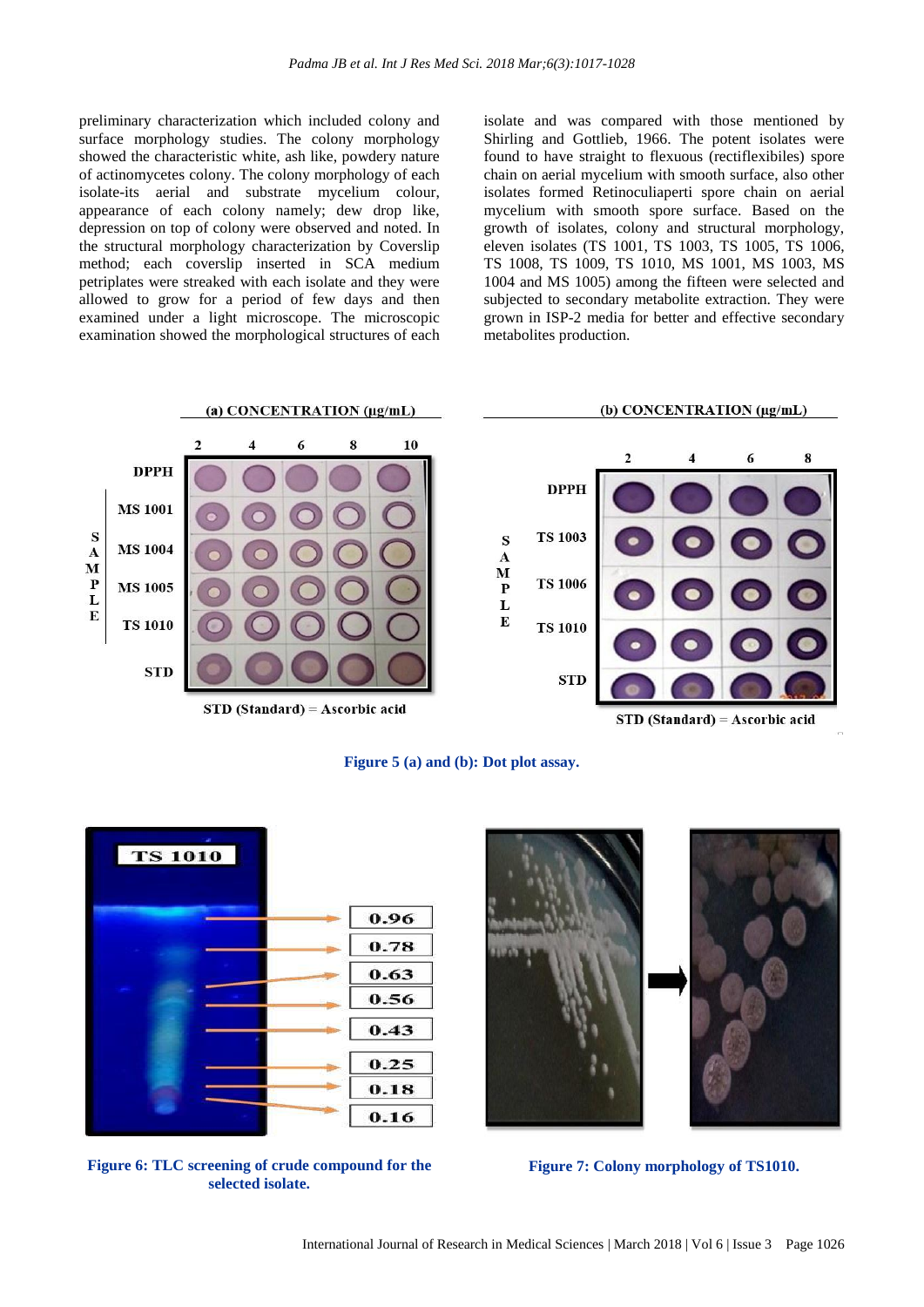preliminary characterization which included colony and surface morphology studies. The colony morphology showed the characteristic white, ash like, powdery nature of actinomycetes colony. The colony morphology of each isolate-its aerial and substrate mycelium colour, appearance of each colony namely; dew drop like, depression on top of colony were observed and noted. In the structural morphology characterization by Coverslip method; each coverslip inserted in SCA medium petriplates were streaked with each isolate and they were allowed to grow for a period of few days and then examined under a light microscope. The microscopic examination showed the morphological structures of each isolate and was compared with those mentioned by Shirling and Gottlieb, 1966. The potent isolates were found to have straight to flexuous (rectiflexibiles) spore chain on aerial mycelium with smooth surface, also other isolates formed Retinoculiaperti spore chain on aerial mycelium with smooth spore surface. Based on the growth of isolates, colony and structural morphology, eleven isolates (TS 1001, TS 1003, TS 1005, TS 1006, TS 1008, TS 1009, TS 1010, MS 1001, MS 1003, MS 1004 and MS 1005) among the fifteen were selected and subjected to secondary metabolite extraction. They were grown in ISP-2 media for better and effective secondary metabolites production.

**Figure 5 (a) and (b): Dot plot assay.**

**Figure 6: TLC screening of crude compound for the selected isolate.**

**Figure 7: Colony morphology of TS1010.**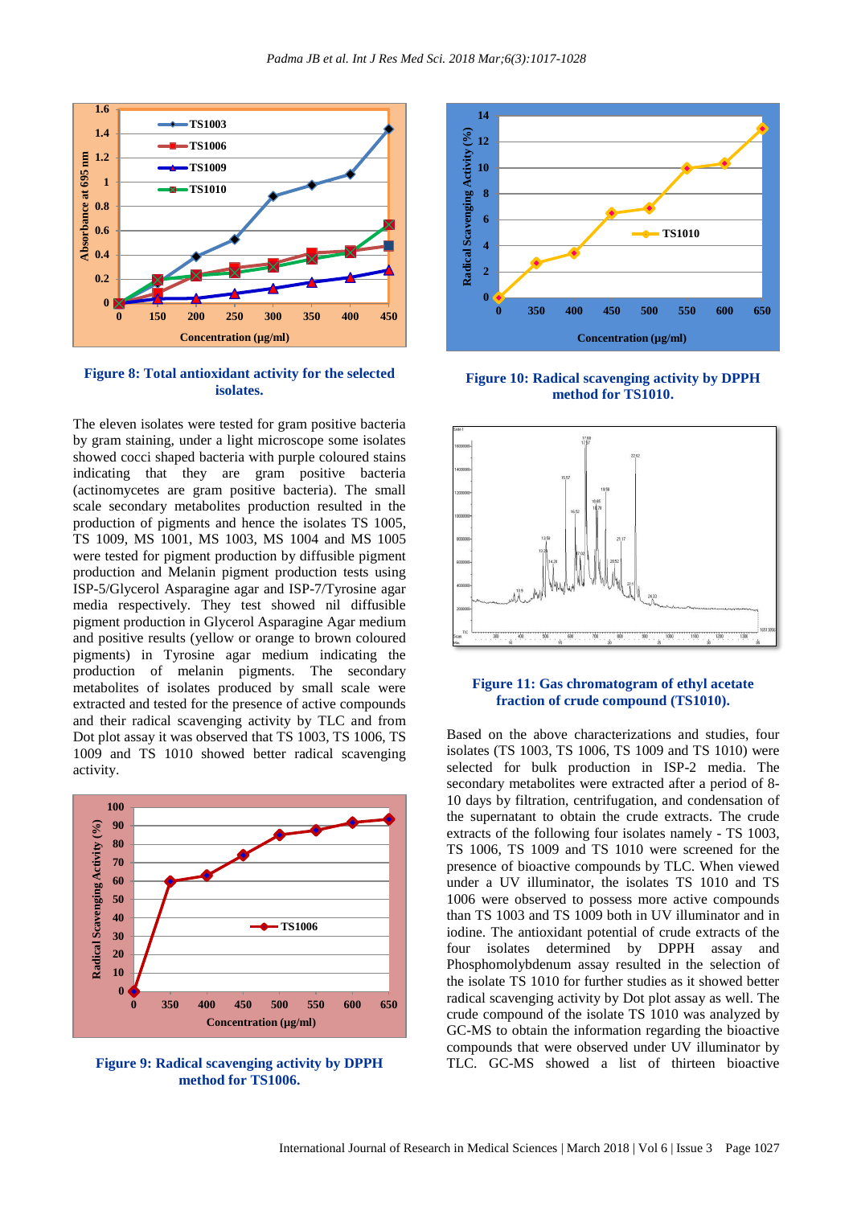Figure 8: Total antioxidant activity for the selected isolates.

The eleven isolates were tested for gram positive bacteria by gram staining, under a light microscope some isolates showed cocci shaped bacteria with purple coloured stains indicating that they are gram positive bacteria (actinomycetes are gram positive bacteria). The small scale secondary metabolites production resulted in the production of pigments and hence the isolates TS 1005, TS 1009, MS 1001, MS 1003, MS 1004 and MS 1005 were tested for pigment production by diffusible pigment production and Melanin pigment production tests using ISP-5/Glycerol Asparagine agar and ISP-7/Tyrosine agar media respectively. They test showed nil diffusible pigment production in Glycerol Asparagine Agar medium and positive results (yellow or orange to brown coloured pigments) in Tyrosine agar medium indicating the production of melanin pigments. The secondary metabolites of isolates produced by small scale were extracted and tested for the presence of active compounds and their radical scavenging activity by TLC and from Dot plot assay it was observed that TS 1003, TS 1006, TS 1009 and TS 1010 showed better radical scavenging activity.

Figure 9: Radical scavenging activity by DPPH method for TS1006.

Figure 10: Radical scavenging activity by DPPH method for TS1010.

Figure 11: Gas chromatogram of ethyl acetate fraction of crude compound (TS1010).

Based on the above characterizations and studies, four isolates (TS 1003, TS 1006, TS 1009 and TS 1010) were selected for bulk production in ISP-2 media. The secondary metabolites were extracted after a period of 8-10 days by filtration, centrifugation, and condensation of the supernatant to obtain the crude extracts. The crude extracts of the following four isolates namely - TS 1003, TS 1006, TS 1009 and TS 1010 were screened for the presence of bioactive compounds by TLC. When viewed under a UV illuminator, the isolates TS 1010 and TS 1006 were observed to possess more active compounds than TS 1003 and TS 1009 both in UV illuminator and in iodine. The antioxidant potential of crude extracts of the four isolates determined by DPPH assay and Phosphomolybdenum assay resulted in the selection of the isolate TS 1010 for further studies as it showed better radical scavenging activity by Dot plot assay as well. The crude compound of the isolate TS 1010 was analyzed by GC-MS to obtain the information regarding the bioactive compounds that were observed under UV illuminator by TLC. GC-MS showed a list of thirteen bioactive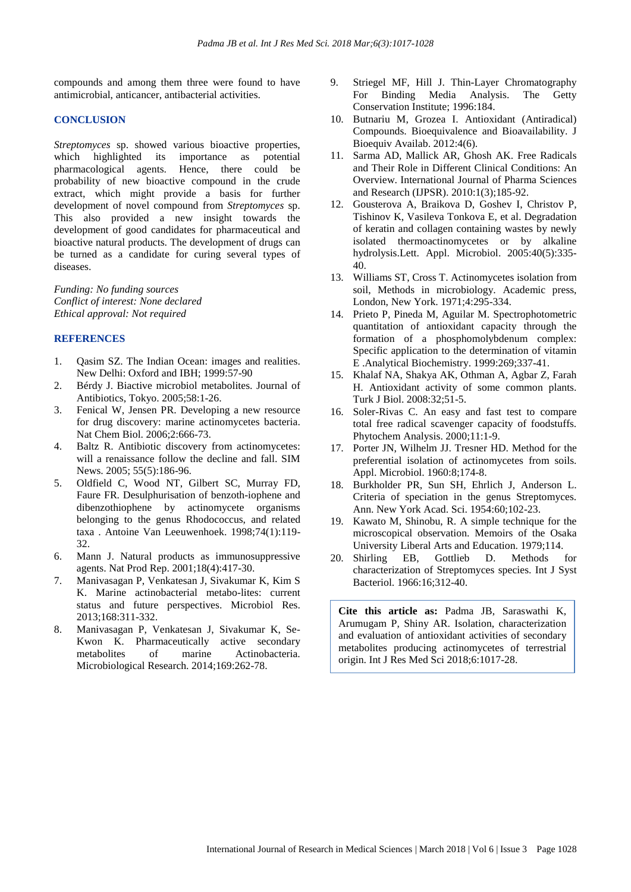compounds and among them three were found to have antimicrobial, anticancer, antibacterial activities.

## CONCLUSION

*Streptomyces* sp. showed various bioactive properties, which highlighted its importance as potential pharmacological agents. Hence, there could be probability of new bioactive compound in the crude extract, which might provide a basis for further development of novel compound from *Streptomyces* sp. This also provided a new insight towards the development of good candidates for pharmaceutical and bioactive natural products. The development of drugs can be turned as a candidate for curing several types of diseases.

*Funding: No funding sources*
*Conflict of interest: None declared*
*Ethical approval: Not required*

## REFERENCES

1. Qasim SZ. The Indian Ocean: images and realities. New Delhi: Oxford and IBH; 1999:57-90
2. Bérdy J. Biactive microbiol metabolites. Journal of Antibiotics, Tokyo. 2005;58:1-26.
3. Fenical W, Jensen PR. Developing a new resource for drug discovery: marine actinomycetes bacteria. Nat Chem Biol. 2006;2:666-73.
4. Baltz R. Antibiotic discovery from actinomycetes: will a renaissance follow the decline and fall. SIM News. 2005; 55(5):186-96.
5. Oldfield C, Wood NT, Gilbert SC, Murray FD, Faure FR. Desulphurisation of benzoth-iophene and dibenzothiophene by actinomycete organisms belonging to the genus Rhodococcus, and related taxa . Antoine Van Leeuwenhoek. 1998;74(1):119-32.
6. Mann J. Natural products as immunosuppressive agents. Nat Prod Rep. 2001;18(4):417-30.
7. Manivasagan P, Venkatesan J, Sivakumar K, Kim S K. Marine actinobacterial metabo-lites: current status and future perspectives. Microbiol Res. 2013;168:311-332.
8. Manivasagan P, Venkatesan J, Sivakumar K, Se-Kwon K. Pharmaceutically active secondary metabolites of marine Actinobacteria. Microbiological Research. 2014;169:262-78.
9. Striegel MF, Hill J. Thin-Layer Chromatography For Binding Media Analysis. The Getty Conservation Institute; 1996:184.
10. Butnariu M, Grozea I. Antioxidant (Antiradical) Compounds. Bioequivalence and Bioavailability. J Bioequiv Availab. 2012:4(6).
11. Sarma AD, Mallick AR, Ghosh AK. Free Radicals and Their Role in Different Clinical Conditions: An Overview. International Journal of Pharma Sciences and Research (IJPSR). 2010:1(3);185-92.
12. Gousterova A, Braikova D, Goshev I, Christov P, Tishinov K, Vasileva Tonkova E, et al. Degradation of keratin and collagen containing wastes by newly isolated thermoactinomycetes or by alkaline hydrolysis.Lett. Appl. Microbiol. 2005:40(5):335-40.
13. Williams ST, Cross T. Actinomycetes isolation from soil, Methods in microbiology. Academic press, London, New York. 1971;4:295-334.
14. Prieto P, Pineda M, Aguilar M. Spectrophotometric quantitation of antioxidant capacity through the formation of a phosphomolybdenum complex: Specific application to the determination of vitamin E .Analytical Biochemistry. 1999:269;337-41.
15. Khalaf NA, Shakya AK, Othman A, Agbar Z, Farah H. Antioxidant activity of some common plants. Turk J Biol. 2008:32;51-5.
16. Soler-Rivas C. An easy and fast test to compare total free radical scavenger capacity of foodstuffs. Phytochem Analysis. 2000;11:1-9.
17. Porter JN, Wilhelm JJ. Tresner HD. Method for the preferential isolation of actinomycetes from soils. Appl. Microbiol. 1960:8;174-8.
18. Burkholder PR, Sun SH, Ehrlich J, Anderson L. Criteria of speciation in the genus Streptomyces. Ann. New York Acad. Sci. 1954:60;102-23.
19. Kawato M, Shinobu, R. A simple technique for the microscopical observation. Memoirs of the Osaka University Liberal Arts and Education. 1979;114.
20. Shirling EB, Gottlieb D. Methods for characterization of Streptomyces species. Int J Syst Bacteriol. 1966:16;312-40.

**Cite this article as:** Padma JB, Saraswathi K, Arumugam P, Shiny AR. Isolation, characterization and evaluation of antioxidant activities of secondary metabolites producing actinomycetes of terrestrial origin. Int J Res Med Sci 2018;6:1017-28.